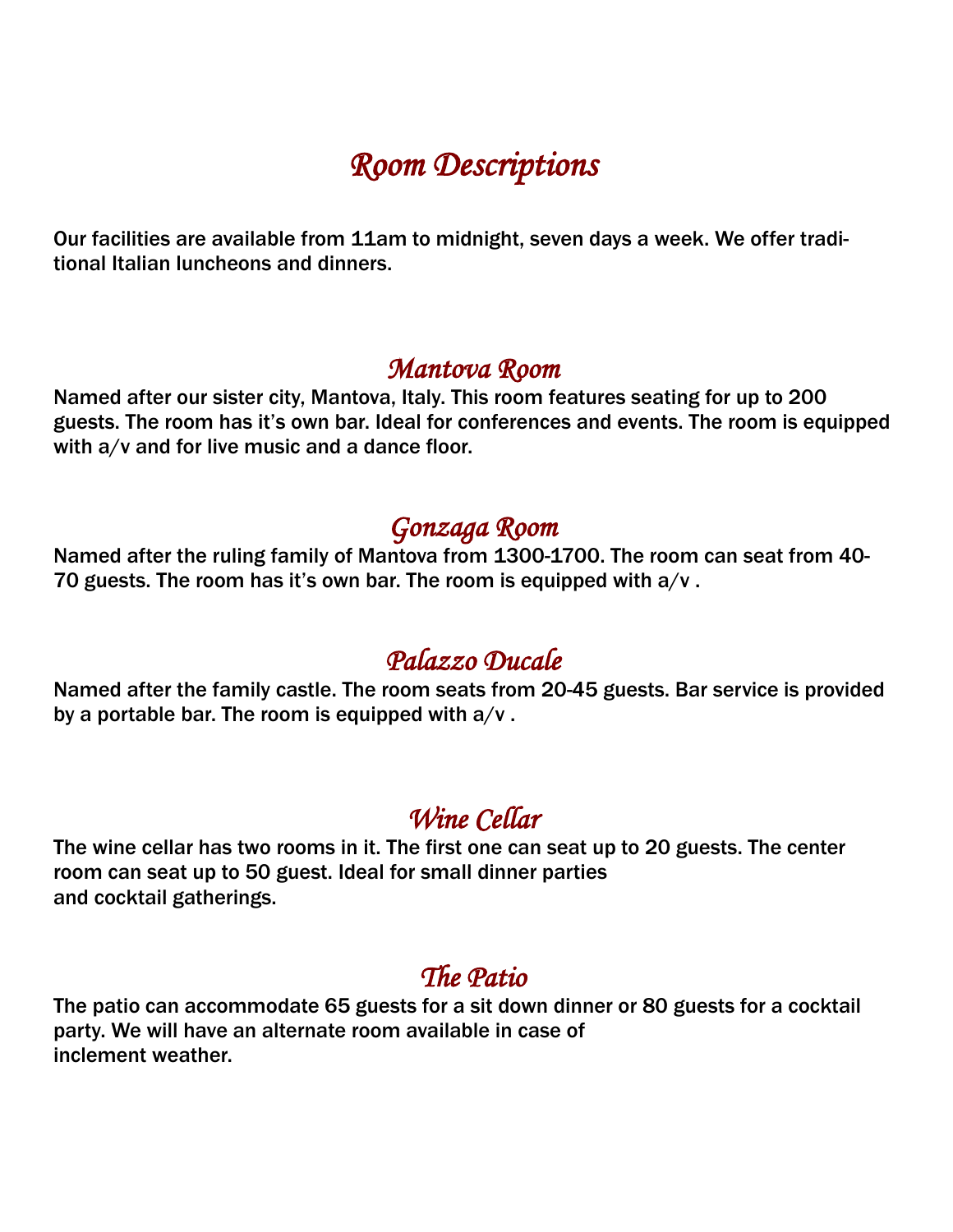# Room Descriptions

Our facilities are available from 11am to midnight, seven days a week. We offer traditional Italian luncheons and dinners.

## Mantova Room

Named after our sister city, Mantova, Italy. This room features seating for up to 200 guests. The room has it's own bar. Ideal for conferences and events. The room is equipped with a/v and for live music and a dance floor.

## Gonzaga Room

Named after the ruling family of Mantova from 1300-1700. The room can seat from 40-70 guests. The room has it's own bar. The room is equipped with a/v .

## Palazzo Ducale

Named after the family castle. The room seats from 20-45 guests. Bar service is provided by a portable bar. The room is equipped with a/v .

## Wine Cellar

The wine cellar has two rooms in it. The first one can seat up to 20 guests. The center room can seat up to 50 guest. Ideal for small dinner parties and cocktail gatherings.

## The Patio

The patio can accommodate 65 guests for a sit down dinner or 80 guests for a cocktail party. We will have an alternate room available in case of inclement weather.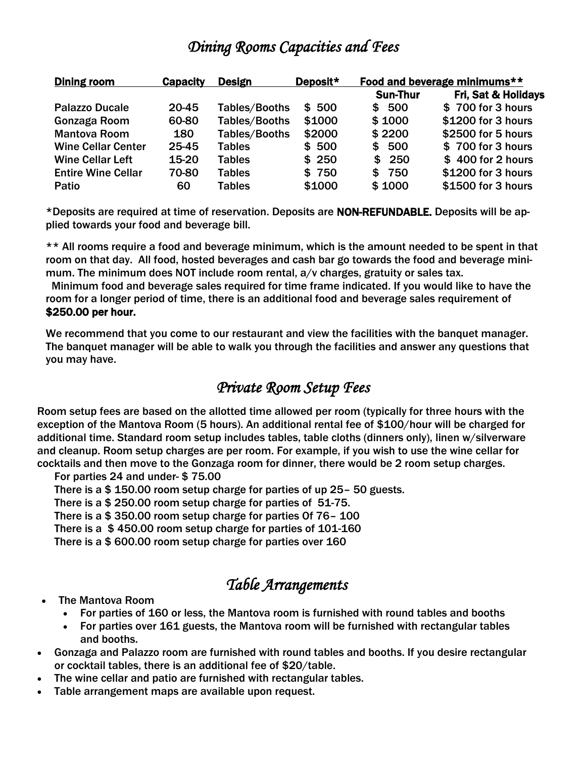## *Dining Rooms Capacities and Fees*

| Dining room | Capacity | Design | Deposit* | Food and beverage minimums** | |
|---|---|---|---|---|---|
| | | | | Sun-Thur | Fri, Sat & Holidays |
| Palazzo Ducale | 20-45 | Tables/Booths | $ 500 | $ 500 | $ 700 for 3 hours |
| Gonzaga Room | 60-80 | Tables/Booths | $1000 | $ 1000 | $1200 for 3 hours |
| Mantova Room | 180 | Tables/Booths | $2000 | $ 2200 | $2500 for 5 hours |
| Wine Cellar Center | 25-45 | Tables | $ 500 | $ 500 | $ 700 for 3 hours |
| Wine Cellar Left | 15-20 | Tables | $ 250 | $ 250 | $ 400 for 2 hours |
| Entire Wine Cellar | 70-80 | Tables | $ 750 | $ 750 | $1200 for 3 hours |
| Patio | 60 | Tables | $1000 | $ 1000 | $1500 for 3 hours |

*Deposits are required at time of reservation. Deposits are **NON-REFUNDABLE.** Deposits will be applied towards your food and beverage bill.

** All rooms require a food and beverage minimum, which is the amount needed to be spent in that room on that day. All food, hosted beverages and cash bar go towards the food and beverage minimum. The minimum does NOT include room rental, a/v charges, gratuity or sales tax.

Minimum food and beverage sales required for time frame indicated. If you would like to have the room for a longer period of time, there is an additional food and beverage sales requirement of **$250.00 per hour.**

We recommend that you come to our restaurant and view the facilities with the banquet manager. The banquet manager will be able to walk you through the facilities and answer any questions that you may have.

## *Private Room Setup Fees*

Room setup fees are based on the allotted time allowed per room (typically for three hours with the exception of the Mantova Room (5 hours). An additional rental fee of $100/hour will be charged for additional time. Standard room setup includes tables, table cloths (dinners only), linen w/silverware and cleanup. Room setup charges are per room. For example, if you wish to use the wine cellar for cocktails and then move to the Gonzaga room for dinner, there would be 2 room setup charges.

For parties 24 and under- $ 75.00
There is a $ 150.00 room setup charge for parties of up 25– 50 guests.
There is a $ 250.00 room setup charge for parties of 51-75.
There is a $ 350.00 room setup charge for parties Of 76– 100
There is a $ 450.00 room setup charge for parties of 101-160
There is a $ 600.00 room setup charge for parties over 160

## *Table Arrangements*

- The Mantova Room
  - For parties of 160 or less, the Mantova room is furnished with round tables and booths
  - For parties over 161 guests, the Mantova room will be furnished with rectangular tables and booths.
- Gonzaga and Palazzo room are furnished with round tables and booths. If you desire rectangular or cocktail tables, there is an additional fee of $20/table.
- The wine cellar and patio are furnished with rectangular tables.
- Table arrangement maps are available upon request.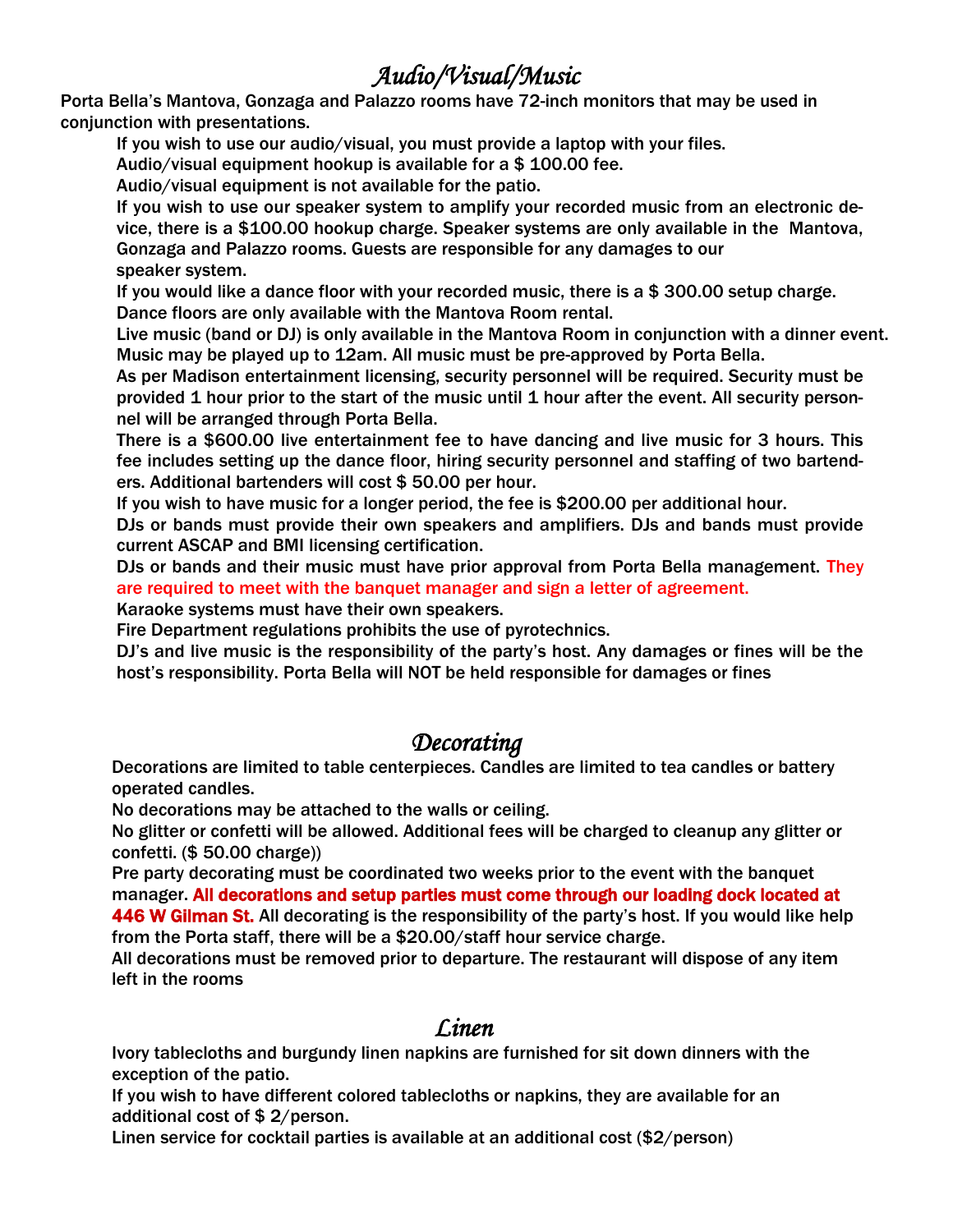## *Audio/Visual/Music*

Porta Bella's Mantova, Gonzaga and Palazzo rooms have 72-inch monitors that may be used in conjunction with presentations.

If you wish to use our audio/visual, you must provide a laptop with your files.

Audio/visual equipment hookup is available for a $ 100.00 fee.

Audio/visual equipment is not available for the patio.

If you wish to use our speaker system to amplify your recorded music from an electronic device, there is a $100.00 hookup charge. Speaker systems are only available in the Mantova, Gonzaga and Palazzo rooms. Guests are responsible for any damages to our speaker system.

If you would like a dance floor with your recorded music, there is a $ 300.00 setup charge. Dance floors are only available with the Mantova Room rental.

Live music (band or DJ) is only available in the Mantova Room in conjunction with a dinner event. Music may be played up to 12am. All music must be pre-approved by Porta Bella.

As per Madison entertainment licensing, security personnel will be required. Security must be provided 1 hour prior to the start of the music until 1 hour after the event. All security personnel will be arranged through Porta Bella.

There is a $600.00 live entertainment fee to have dancing and live music for 3 hours. This fee includes setting up the dance floor, hiring security personnel and staffing of two bartenders. Additional bartenders will cost $ 50.00 per hour.

If you wish to have music for a longer period, the fee is $200.00 per additional hour.

DJs or bands must provide their own speakers and amplifiers. DJs and bands must provide current ASCAP and BMI licensing certification.

DJs or bands and their music must have prior approval from Porta Bella management. They are required to meet with the banquet manager and sign a letter of agreement.

Karaoke systems must have their own speakers.

Fire Department regulations prohibits the use of pyrotechnics.

DJ's and live music is the responsibility of the party's host. Any damages or fines will be the host's responsibility. Porta Bella will NOT be held responsible for damages or fines

## *Decorating*

Decorations are limited to table centerpieces. Candles are limited to tea candles or battery operated candles.

No decorations may be attached to the walls or ceiling.

No glitter or confetti will be allowed. Additional fees will be charged to cleanup any glitter or confetti. ($ 50.00 charge))

Pre party decorating must be coordinated two weeks prior to the event with the banquet manager. **All decorations and setup parties must come through our loading dock located at 446 W Gilman St.** All decorating is the responsibility of the party's host. If you would like help from the Porta staff, there will be a $20.00/staff hour service charge.

All decorations must be removed prior to departure. The restaurant will dispose of any item left in the rooms

## *Linen*

Ivory tablecloths and burgundy linen napkins are furnished for sit down dinners with the exception of the patio.

If you wish to have different colored tablecloths or napkins, they are available for an additional cost of $ 2/person.

Linen service for cocktail parties is available at an additional cost ($2/person)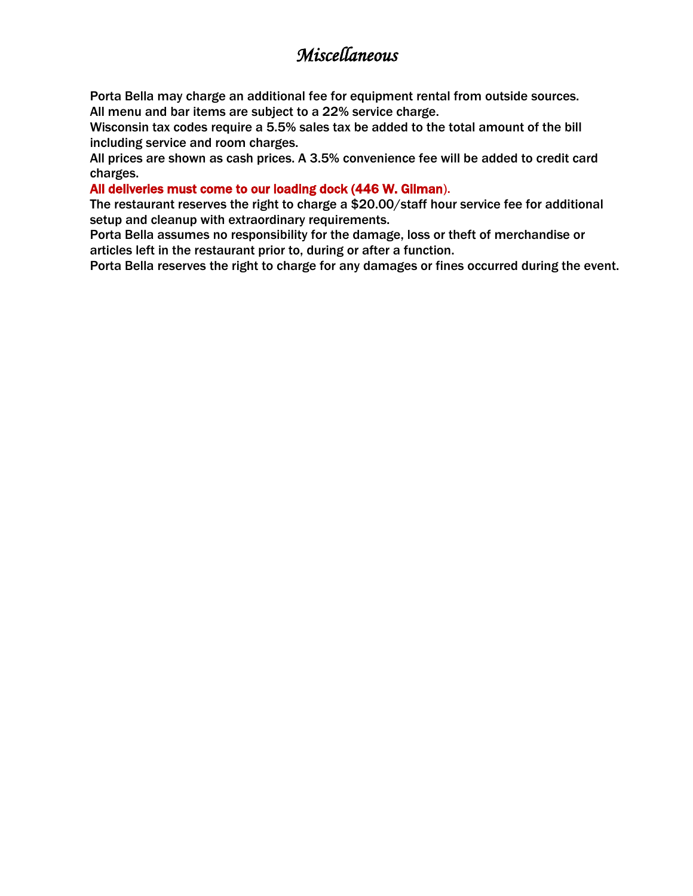# *Miscellaneous*

Porta Bella may charge an additional fee for equipment rental from outside sources.
All menu and bar items are subject to a 22% service charge.
Wisconsin tax codes require a 5.5% sales tax be added to the total amount of the bill including service and room charges.
All prices are shown as cash prices. A 3.5% convenience fee will be added to credit card charges.
**All deliveries must come to our loading dock (446 W. Gilman).**
The restaurant reserves the right to charge a $20.00/staff hour service fee for additional setup and cleanup with extraordinary requirements.
Porta Bella assumes no responsibility for the damage, loss or theft of merchandise or articles left in the restaurant prior to, during or after a function.
Porta Bella reserves the right to charge for any damages or fines occurred during the event.